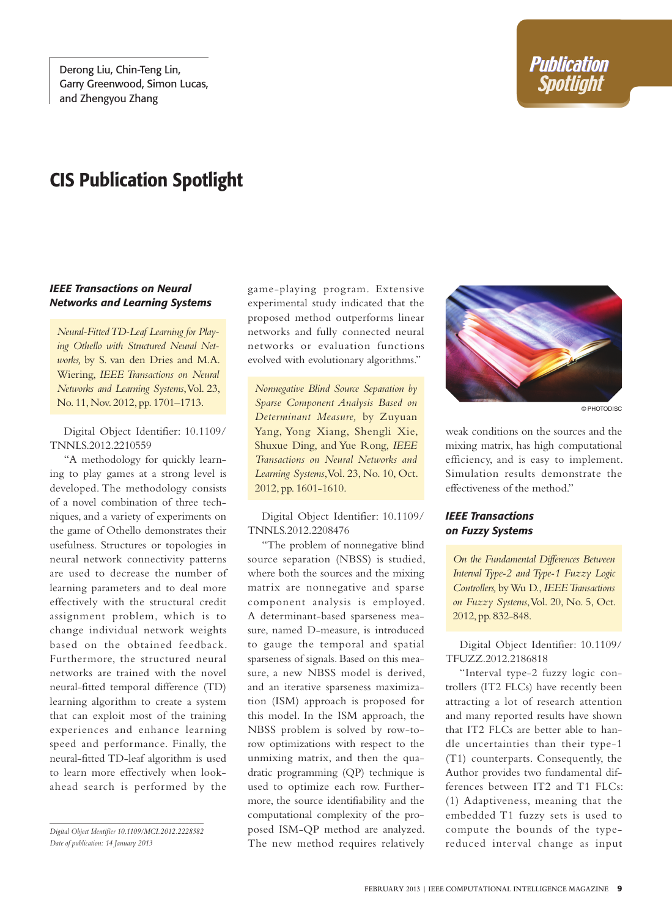Derong Liu, Chin-Teng Lin, Garry Greenwood, Simon Lucas, and Zhengyou Zhang

# CIS Publication Spotlight

### *IEEE Transactions on Neural Networks and Learning Systems*

*Neural-Fitted TD-Leaf Learning for Playing Othello with Structured Neural Networks,* by S. van den Dries and M.A. Wiering, *IEEE Transactions on Neural Networks and Learning Systems*, Vol. 23, No. 11, Nov. 2012, pp. 1701–1713.

Digital Object Identifier: 10.1109/TNNLS.2012.2210559

"A methodology for quickly learning to play games at a strong level is developed. The methodology consists of a novel combination of three techniques, and a variety of experiments on the game of Othello demonstrates their usefulness. Structures or topologies in neural network connectivity patterns are used to decrease the number of learning parameters and to deal more effectively with the structural credit assignment problem, which is to change individual network weights based on the obtained feedback. Furthermore, the structured neural networks are trained with the novel neural-fitted temporal difference (TD) learning algorithm to create a system that can exploit most of the training experiences and enhance learning speed and performance. Finally, the neural-fitted TD-leaf algorithm is used to learn more effectively when look-ahead search is performed by the game-playing program. Extensive experimental study indicated that the proposed method outperforms linear networks and fully connected neural networks or evaluation functions evolved with evolutionary algorithms."

*Nonnegative Blind Source Separation by Sparse Component Analysis Based on Determinant Measure,* by Zuyuan Yang, Yong Xiang, Shengli Xie, Shuxue Ding, and Yue Rong, *IEEE Transactions on Neural Networks and Learning Systems*, Vol. 23, No. 10, Oct. 2012, pp. 1601-1610.

Digital Object Identifier: 10.1109/TNNLS.2012.2208476

"The problem of nonnegative blind source separation (NBSS) is studied, where both the sources and the mixing matrix are nonnegative and sparse component analysis is employed. A determinant-based sparseness measure, named D-measure, is introduced to gauge the temporal and spatial sparseness of signals. Based on this measure, a new NBSS model is derived, and an iterative sparseness maximization (ISM) approach is proposed for this model. In the ISM approach, the NBSS problem is solved by row-to-row optimizations with respect to the unmixing matrix, and then the quadratic programming (QP) technique is used to optimize each row. Furthermore, the source identifiability and the computational complexity of the proposed ISM-QP method are analyzed. The new method requires relatively weak conditions on the sources and the mixing matrix, has high computational efficiency, and is easy to implement. Simulation results demonstrate the effectiveness of the method."

© PHOTODISC

### *IEEE Transactions on Fuzzy Systems*

*On the Fundamental Differences Between Interval Type-2 and Type-1 Fuzzy Logic Controllers,* by Wu D., *IEEE Transactions on Fuzzy Systems*, Vol. 20, No. 5, Oct. 2012, pp. 832-848.

Digital Object Identifier: 10.1109/TFUZZ.2012.2186818

"Interval type-2 fuzzy logic controllers (IT2 FLCs) have recently been attracting a lot of research attention and many reported results have shown that IT2 FLCs are better able to handle uncertainties than their type-1 (T1) counterparts. Consequently, the Author provides two fundamental differences between IT2 and T1 FLCs: (1) Adaptiveness, meaning that the embedded T1 fuzzy sets is used to compute the bounds of the type-reduced interval change as input

*Digital Object Identifier 10.1109/MCI.2012.2228582*
*Date of publication: 14 January 2013*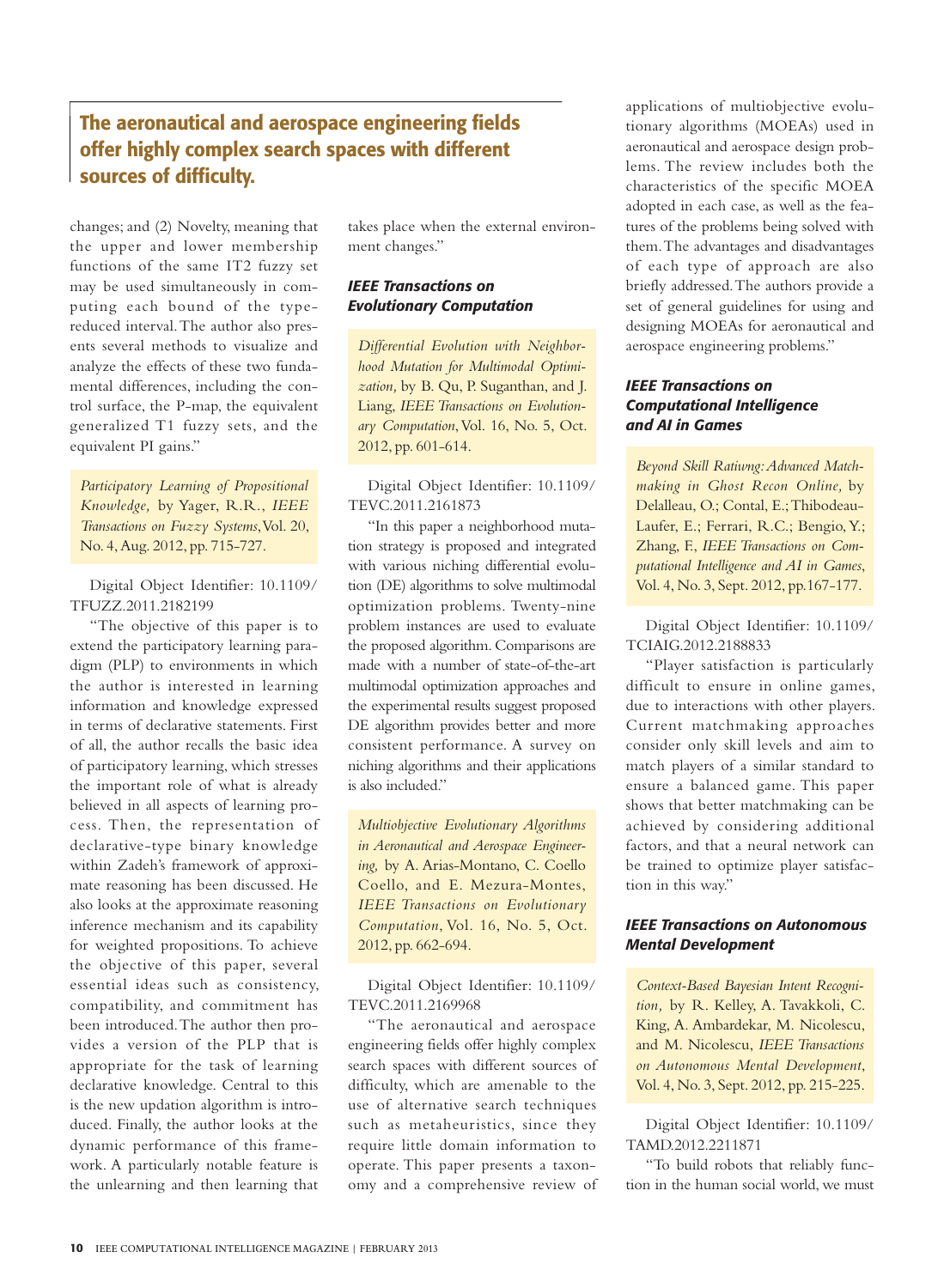## The aeronautical and aerospace engineering fields offer highly complex search spaces with different sources of difficulty.

changes; and (2) Novelty, meaning that the upper and lower membership functions of the same IT2 fuzzy set may be used simultaneously in computing each bound of the type-reduced interval. The author also presents several methods to visualize and analyze the effects of these two fundamental differences, including the control surface, the P-map, the equivalent generalized T1 fuzzy sets, and the equivalent PI gains."

*Participatory Learning of Propositional Knowledge,* by Yager, R.R., *IEEE Transactions on Fuzzy Systems*, Vol. 20, No. 4, Aug. 2012, pp. 715-727.

Digital Object Identifier: 10.1109/TFUZZ.2011.2182199

"The objective of this paper is to extend the participatory learning paradigm (PLP) to environments in which the author is interested in learning information and knowledge expressed in terms of declarative statements. First of all, the author recalls the basic idea of participatory learning, which stresses the important role of what is already believed in all aspects of learning process. Then, the representation of declarative-type binary knowledge within Zadeh's framework of approximate reasoning has been discussed. He also looks at the approximate reasoning inference mechanism and its capability for weighted propositions. To achieve the objective of this paper, several essential ideas such as consistency, compatibility, and commitment has been introduced. The author then provides a version of the PLP that is appropriate for the task of learning declarative knowledge. Central to this is the new updation algorithm is introduced. Finally, the author looks at the dynamic performance of this framework. A particularly notable feature is the unlearning and then learning that takes place when the external environment changes."

### *IEEE Transactions on Evolutionary Computation*

*Differential Evolution with Neighborhood Mutation for Multimodal Optimization,* by B. Qu, P. Suganthan, and J. Liang, *IEEE Transactions on Evolutionary Computation*, Vol. 16, No. 5, Oct. 2012, pp. 601-614.

Digital Object Identifier: 10.1109/TEVC.2011.2161873

"In this paper a neighborhood mutation strategy is proposed and integrated with various niching differential evolution (DE) algorithms to solve multimodal optimization problems. Twenty-nine problem instances are used to evaluate the proposed algorithm. Comparisons are made with a number of state-of-the-art multimodal optimization approaches and the experimental results suggest proposed DE algorithm provides better and more consistent performance. A survey on niching algorithms and their applications is also included."

*Multiobjective Evolutionary Algorithms in Aeronautical and Aerospace Engineering,* by A. Arias-Montano, C. Coello Coello, and E. Mezura-Montes, *IEEE Transactions on Evolutionary Computation*, Vol. 16, No. 5, Oct. 2012, pp. 662-694.

Digital Object Identifier: 10.1109/TEVC.2011.2169968

"The aeronautical and aerospace engineering fields offer highly complex search spaces with different sources of difficulty, which are amenable to the use of alternative search techniques such as metaheuristics, since they require little domain information to operate. This paper presents a taxonomy and a comprehensive review of applications of multiobjective evolutionary algorithms (MOEAs) used in aeronautical and aerospace design problems. The review includes both the characteristics of the specific MOEA adopted in each case, as well as the features of the problems being solved with them. The advantages and disadvantages of each type of approach are also briefly addressed. The authors provide a set of general guidelines for using and designing MOEAs for aeronautical and aerospace engineering problems."

### *IEEE Transactions on Computational Intelligence and AI in Games*

*Beyond Skill Ratiwng: Advanced Matchmaking in Ghost Recon Online,* by Delalleau, O.; Contal, E.; Thibodeau-Laufer, E.; Ferrari, R.C.; Bengio, Y.; Zhang, F., *IEEE Transactions on Computational Intelligence and AI in Games*, Vol. 4, No. 3, Sept. 2012, pp.167-177.

Digital Object Identifier: 10.1109/TCIAIG.2012.2188833

"Player satisfaction is particularly difficult to ensure in online games, due to interactions with other players. Current matchmaking approaches consider only skill levels and aim to match players of a similar standard to ensure a balanced game. This paper shows that better matchmaking can be achieved by considering additional factors, and that a neural network can be trained to optimize player satisfaction in this way."

### *IEEE Transactions on Autonomous Mental Development*

*Context-Based Bayesian Intent Recognition,* by R. Kelley, A. Tavakkoli, C. King, A. Ambardekar, M. Nicolescu, and M. Nicolescu, *IEEE Transactions on Autonomous Mental Development*, Vol. 4, No. 3, Sept. 2012, pp. 215-225.

Digital Object Identifier: 10.1109/TAMD.2012.2211871

"To build robots that reliably function in the human social world, we must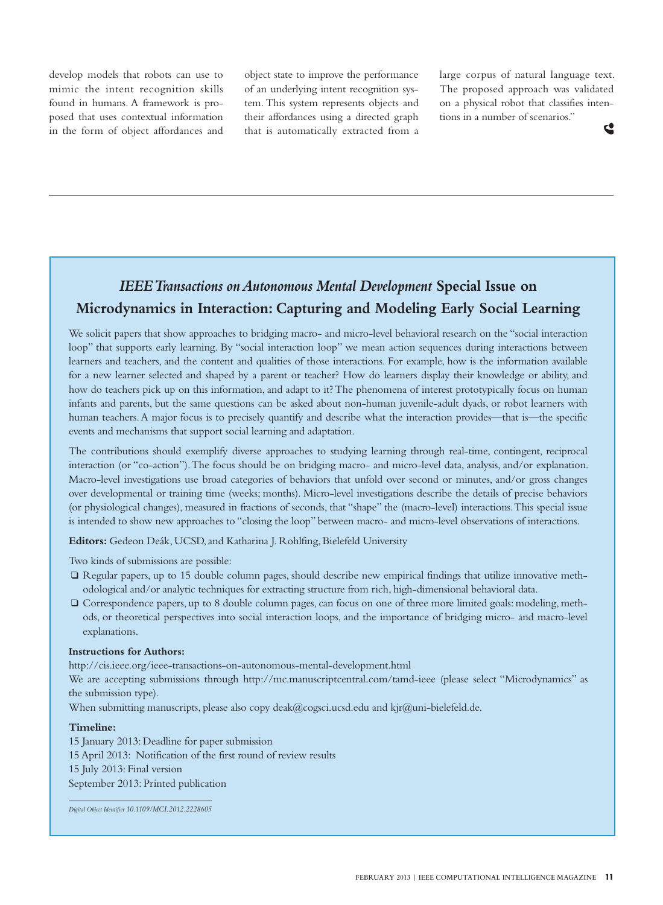develop models that robots can use to mimic the intent recognition skills found in humans. A framework is proposed that uses contextual information in the form of object affordances and object state to improve the performance of an underlying intent recognition system. This system represents objects and their affordances using a directed graph that is automatically extracted from a large corpus of natural language text. The proposed approach was validated on a physical robot that classifies intentions in a number of scenarios."

---

## *IEEE Transactions on Autonomous Mental Development* Special Issue on Microdynamics in Interaction: Capturing and Modeling Early Social Learning

We solicit papers that show approaches to bridging macro- and micro-level behavioral research on the "social interaction loop" that supports early learning. By "social interaction loop" we mean action sequences during interactions between learners and teachers, and the content and qualities of those interactions. For example, how is the information available for a new learner selected and shaped by a parent or teacher? How do learners display their knowledge or ability, and how do teachers pick up on this information, and adapt to it? The phenomena of interest prototypically focus on human infants and parents, but the same questions can be asked about non-human juvenile-adult dyads, or robot learners with human teachers. A major focus is to precisely quantify and describe what the interaction provides—that is—the specific events and mechanisms that support social learning and adaptation.

The contributions should exemplify diverse approaches to studying learning through real-time, contingent, reciprocal interaction (or "co-action"). The focus should be on bridging macro- and micro-level data, analysis, and/or explanation. Macro-level investigations use broad categories of behaviors that unfold over second or minutes, and/or gross changes over developmental or training time (weeks; months). Micro-level investigations describe the details of precise behaviors (or physiological changes), measured in fractions of seconds, that "shape" the (macro-level) interactions. This special issue is intended to show new approaches to "closing the loop" between macro- and micro-level observations of interactions.

**Editors:** Gedeon Deák, UCSD, and Katharina J. Rohlfing, Bielefeld University

Two kinds of submissions are possible:

- Regular papers, up to 15 double column pages, should describe new empirical findings that utilize innovative methodological and/or analytic techniques for extracting structure from rich, high-dimensional behavioral data.
- Correspondence papers, up to 8 double column pages, can focus on one of three more limited goals: modeling, methods, or theoretical perspectives into social interaction loops, and the importance of bridging micro- and macro-level explanations.

**Instructions for Authors:**

http://cis.ieee.org/ieee-transactions-on-autonomous-mental-development.html

We are accepting submissions through http://mc.manuscriptcentral.com/tamd-ieee (please select "Microdynamics" as the submission type).

When submitting manuscripts, please also copy deak@cogsci.ucsd.edu and kjr@uni-bielefeld.de.

**Timeline:**

15 January 2013: Deadline for paper submission
15 April 2013: Notification of the first round of review results
15 July 2013: Final version
September 2013: Printed publication

*Digital Object Identifier 10.1109/MCI.2012.2228605*